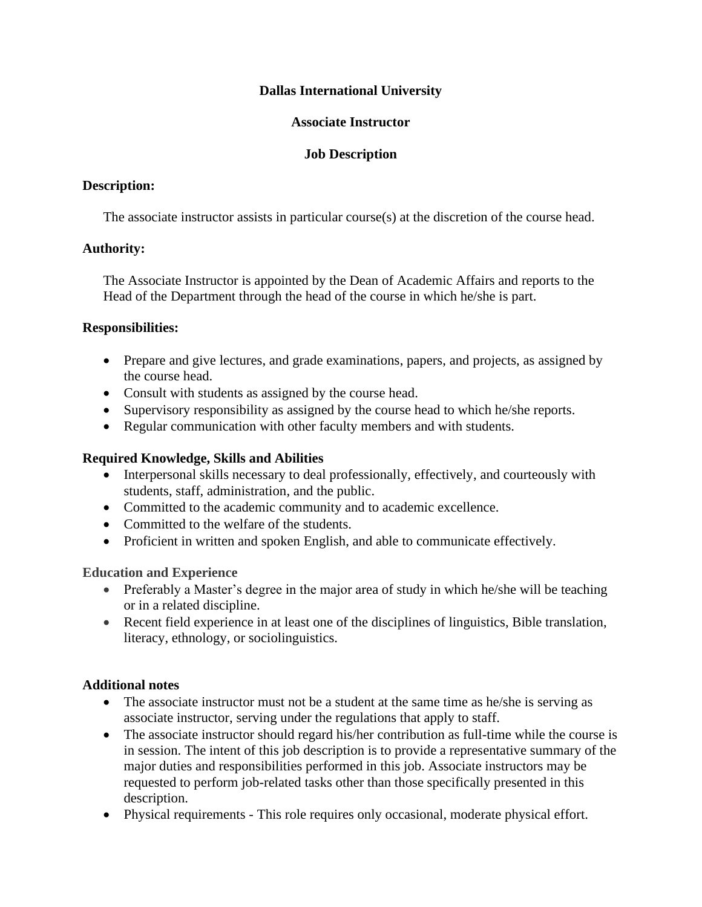# Dallas International University

## Associate Instructor

## Job Description

**Description:**

The associate instructor assists in particular course(s) at the discretion of the course head.

**Authority:**

The Associate Instructor is appointed by the Dean of Academic Affairs and reports to the Head of the Department through the head of the course in which he/she is part.

**Responsibilities:**

- Prepare and give lectures, and grade examinations, papers, and projects, as assigned by the course head.
- Consult with students as assigned by the course head.
- Supervisory responsibility as assigned by the course head to which he/she reports.
- Regular communication with other faculty members and with students.

**Required Knowledge, Skills and Abilities**

- Interpersonal skills necessary to deal professionally, effectively, and courteously with students, staff, administration, and the public.
- Committed to the academic community and to academic excellence.
- Committed to the welfare of the students.
- Proficient in written and spoken English, and able to communicate effectively.

**Education and Experience**

- Preferably a Master's degree in the major area of study in which he/she will be teaching or in a related discipline.
- Recent field experience in at least one of the disciplines of linguistics, Bible translation, literacy, ethnology, or sociolinguistics.

**Additional notes**

- The associate instructor must not be a student at the same time as he/she is serving as associate instructor, serving under the regulations that apply to staff.
- The associate instructor should regard his/her contribution as full-time while the course is in session. The intent of this job description is to provide a representative summary of the major duties and responsibilities performed in this job. Associate instructors may be requested to perform job-related tasks other than those specifically presented in this description.
- Physical requirements - This role requires only occasional, moderate physical effort.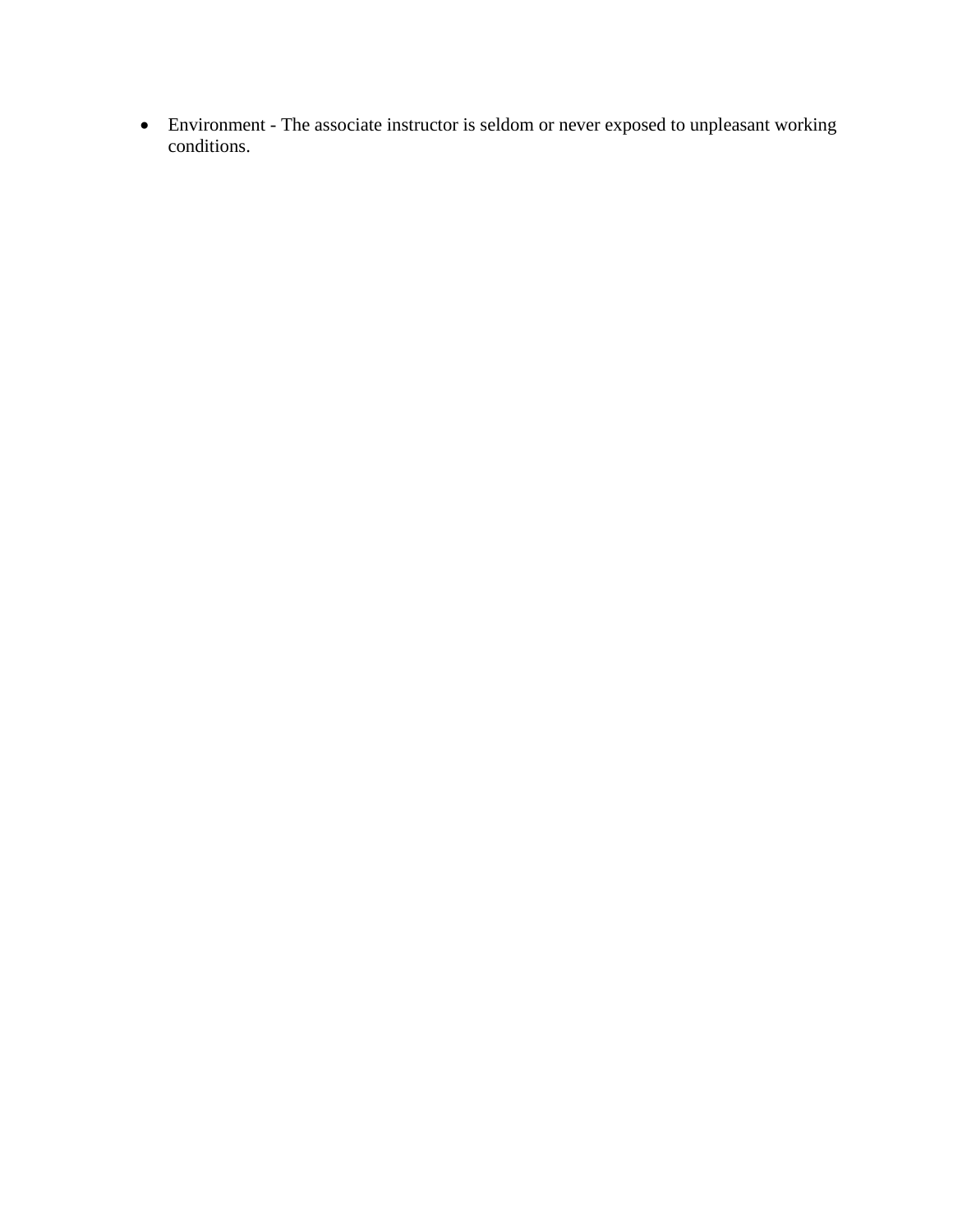- Environment - The associate instructor is seldom or never exposed to unpleasant working conditions.